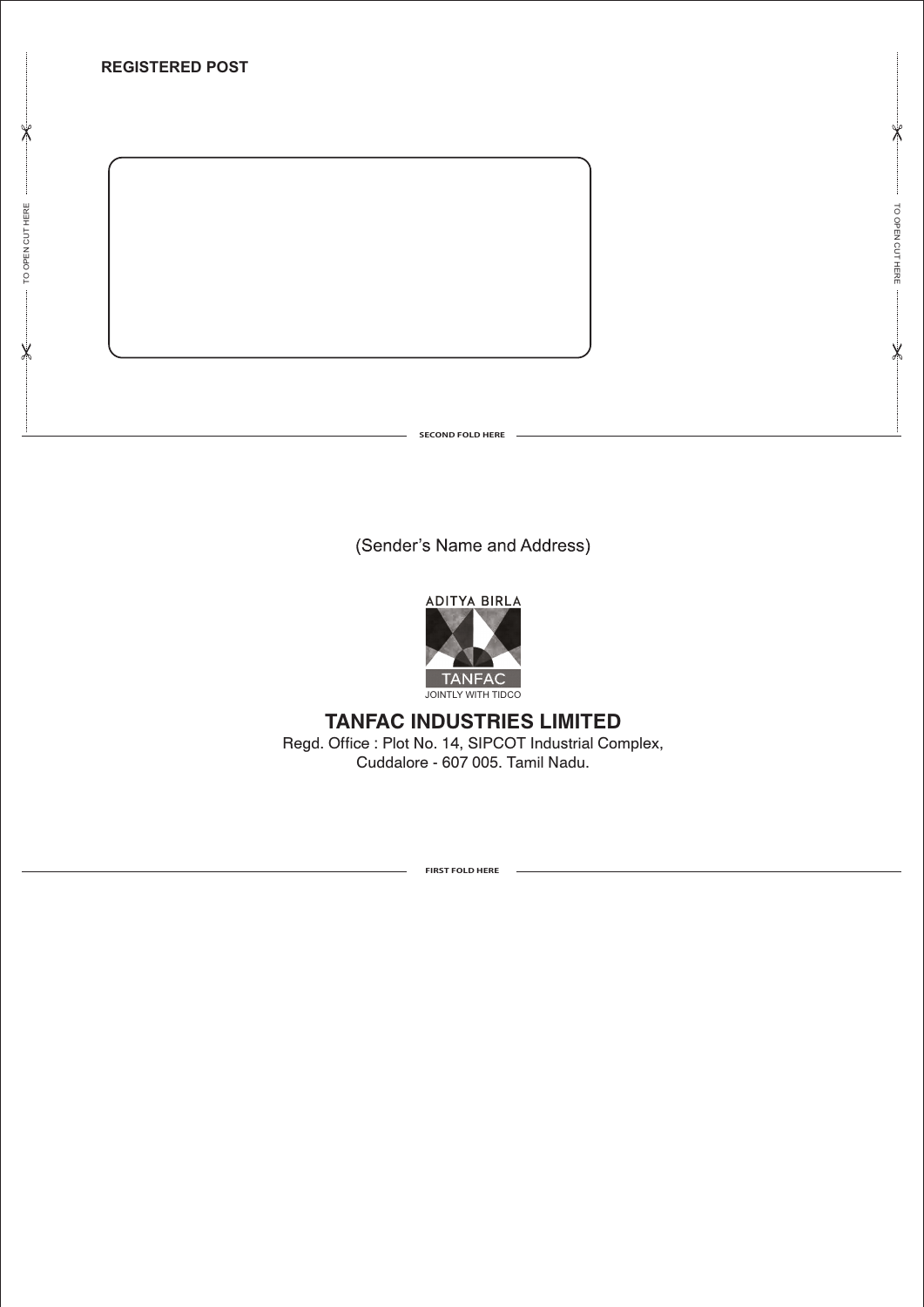**REGISTERED POST**

TO OPEN CUT HERE

TO OPEN CUT HERE

SECOND FOLD HERE

(Sender's Name and Address)

ADITYA BIRLA

TANFAC

JOINTLY WITH TIDCO

## TANFAC INDUSTRIES LIMITED

Regd. Office : Plot No. 14, SIPCOT Industrial Complex,
Cuddalore - 607 005. Tamil Nadu.

FIRST FOLD HERE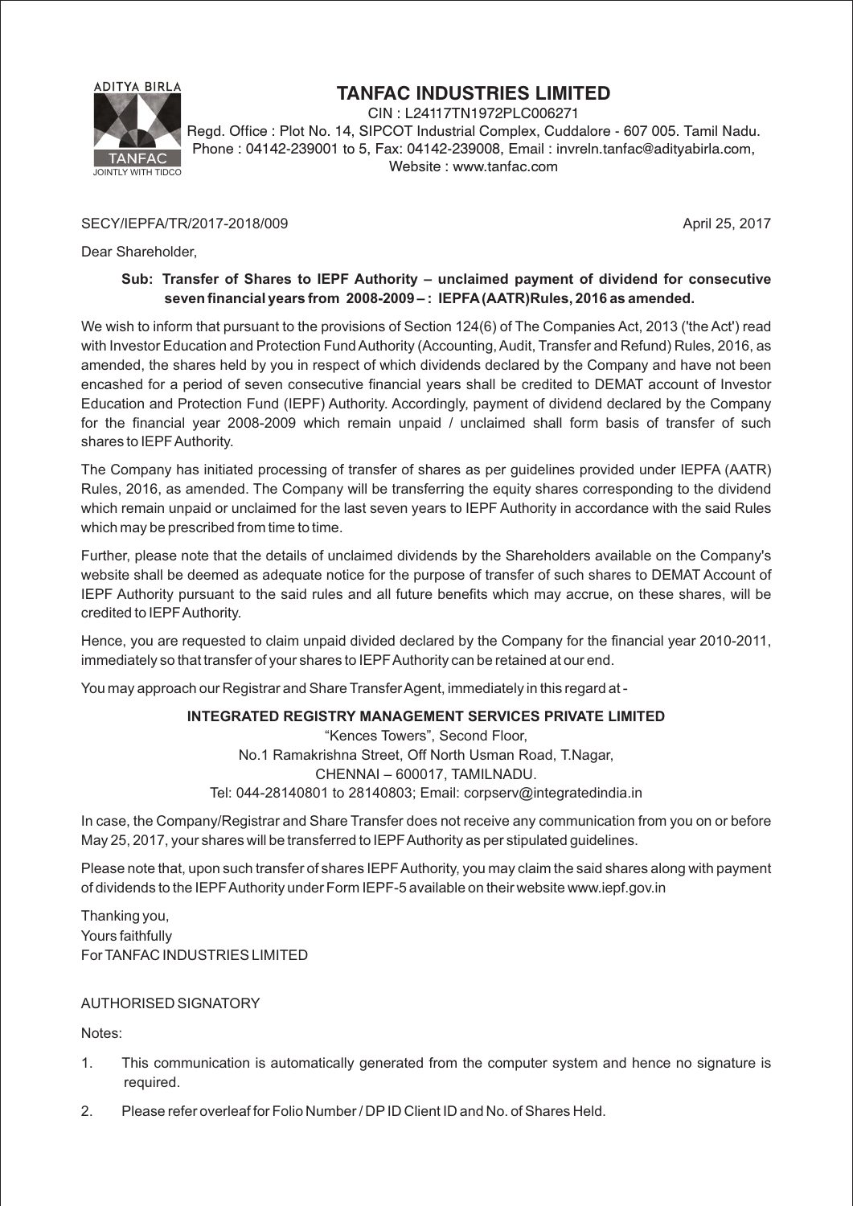ADITYA BIRLA
TANFAC
JOINTLY WITH TIDCO

# TANFAC INDUSTRIES LIMITED

CIN : L24117TN1972PLC006271
Regd. Office : Plot No. 14, SIPCOT Industrial Complex, Cuddalore - 607 005. Tamil Nadu.
Phone : 04142-239001 to 5, Fax: 04142-239008, Email : invreln.tanfac@adityabirla.com,
Website : www.tanfac.com

SECY/IEPFA/TR/2017-2018/009 April 25, 2017

Dear Shareholder,

**Sub: Transfer of Shares to IEPF Authority – unclaimed payment of dividend for consecutive seven financial years from 2008-2009 – : IEPFA (AATR)Rules, 2016 as amended.**

We wish to inform that pursuant to the provisions of Section 124(6) of The Companies Act, 2013 ('the Act') read with Investor Education and Protection Fund Authority (Accounting, Audit, Transfer and Refund) Rules, 2016, as amended, the shares held by you in respect of which dividends declared by the Company and have not been encashed for a period of seven consecutive financial years shall be credited to DEMAT account of Investor Education and Protection Fund (IEPF) Authority. Accordingly, payment of dividend declared by the Company for the financial year 2008-2009 which remain unpaid / unclaimed shall form basis of transfer of such shares to IEPF Authority.

The Company has initiated processing of transfer of shares as per guidelines provided under IEPFA (AATR) Rules, 2016, as amended. The Company will be transferring the equity shares corresponding to the dividend which remain unpaid or unclaimed for the last seven years to IEPF Authority in accordance with the said Rules which may be prescribed from time to time.

Further, please note that the details of unclaimed dividends by the Shareholders available on the Company's website shall be deemed as adequate notice for the purpose of transfer of such shares to DEMAT Account of IEPF Authority pursuant to the said rules and all future benefits which may accrue, on these shares, will be credited to IEPF Authority.

Hence, you are requested to claim unpaid divided declared by the Company for the financial year 2010-2011, immediately so that transfer of your shares to IEPF Authority can be retained at our end.

You may approach our Registrar and Share Transfer Agent, immediately in this regard at -

**INTEGRATED REGISTRY MANAGEMENT SERVICES PRIVATE LIMITED**
"Kences Towers", Second Floor,
No.1 Ramakrishna Street, Off North Usman Road, T.Nagar,
CHENNAI – 600017, TAMILNADU.
Tel: 044-28140801 to 28140803; Email: corpserv@integratedindia.in

In case, the Company/Registrar and Share Transfer does not receive any communication from you on or before May 25, 2017, your shares will be transferred to IEPF Authority as per stipulated guidelines.

Please note that, upon such transfer of shares IEPF Authority, you may claim the said shares along with payment of dividends to the IEPF Authority under Form IEPF-5 available on their website www.iepf.gov.in

Thanking you,
Yours faithfully
For TANFAC INDUSTRIES LIMITED

AUTHORISED SIGNATORY

Notes:

1. This communication is automatically generated from the computer system and hence no signature is required.
2. Please refer overleaf for Folio Number / DP ID Client ID and No. of Shares Held.